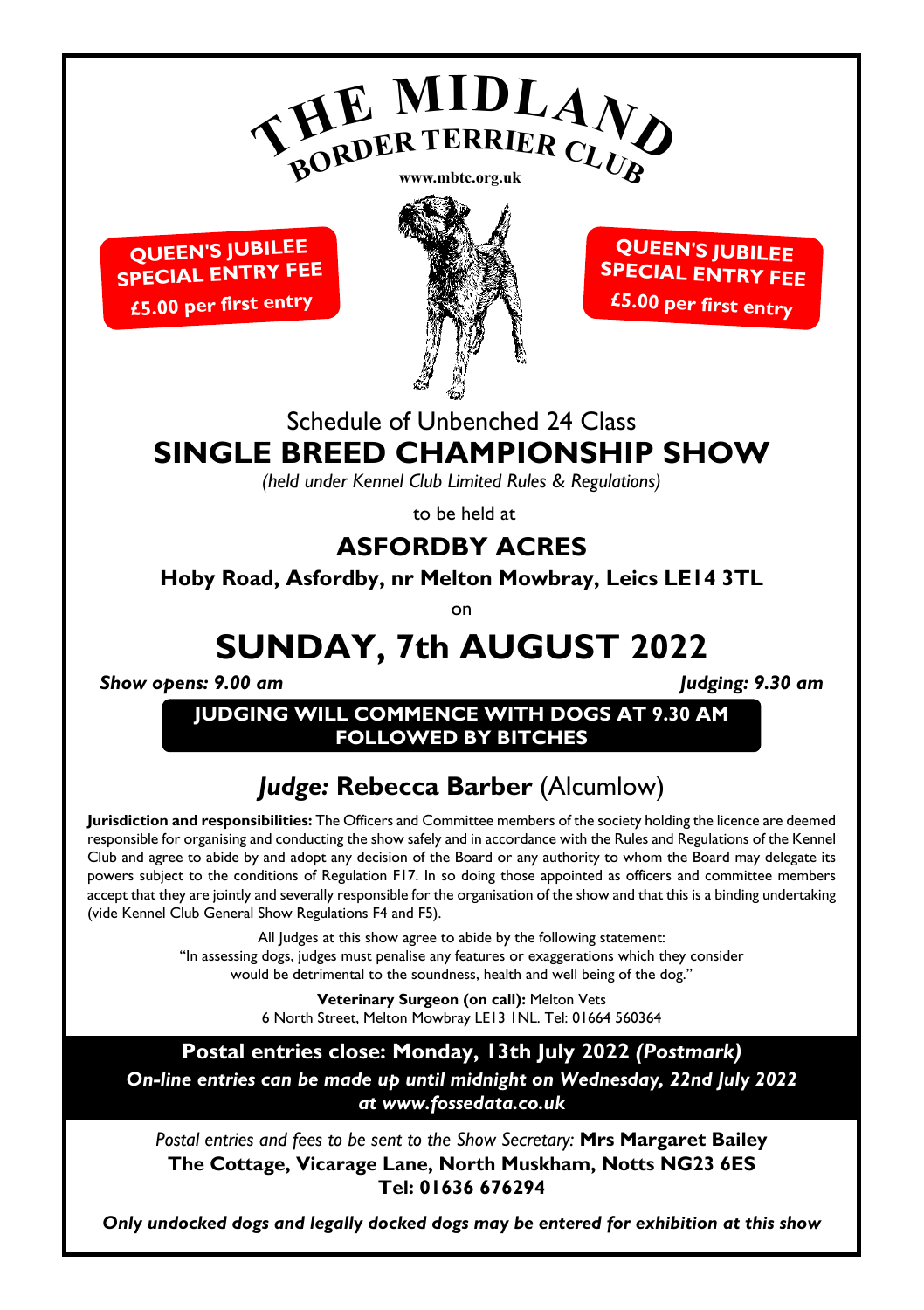# THE MIDLAND BORDER TERRIER CLUB

www.mbtc.org.uk

**QUEEN'S JUBILEE SPECIAL ENTRY FEE £5.00 per first entry**

**QUEEN'S JUBILEE SPECIAL ENTRY FEE £5.00 per first entry**

Schedule of Unbenched 24 Class

## SINGLE BREED CHAMPIONSHIP SHOW

*(held under Kennel Club Limited Rules & Regulations)*

to be held at

## ASFORDBY ACRES

**Hoby Road, Asfordby, nr Melton Mowbray, Leics LE14 3TL**

on

# SUNDAY, 7th AUGUST 2022

***Show opens: 9.00 am*** ***Judging: 9.30 am***

**JUDGING WILL COMMENCE WITH DOGS AT 9.30 AM FOLLOWED BY BITCHES**

## *Judge:* Rebecca Barber (Alcumlow)

**Jurisdiction and responsibilities:** The Officers and Committee members of the society holding the licence are deemed responsible for organising and conducting the show safely and in accordance with the Rules and Regulations of the Kennel Club and agree to abide by and adopt any decision of the Board or any authority to whom the Board may delegate its powers subject to the conditions of Regulation F17. In so doing those appointed as officers and committee members accept that they are jointly and severally responsible for the organisation of the show and that this is a binding undertaking (vide Kennel Club General Show Regulations F4 and F5).

All Judges at this show agree to abide by the following statement:
"In assessing dogs, judges must penalise any features or exaggerations which they consider would be detrimental to the soundness, health and well being of the dog."

**Veterinary Surgeon (on call):** Melton Vets
6 North Street, Melton Mowbray LE13 1NL. Tel: 01664 560364

**Postal entries close: Monday, 13th July 2022 *(Postmark)***
***On-line entries can be made up until midnight on Wednesday, 22nd July 2022 at www.fossedata.co.uk***

*Postal entries and fees to be sent to the Show Secretary:* **Mrs Margaret Bailey**
**The Cottage, Vicarage Lane, North Muskham, Notts NG23 6ES**
**Tel: 01636 676294**

***Only undocked dogs and legally docked dogs may be entered for exhibition at this show***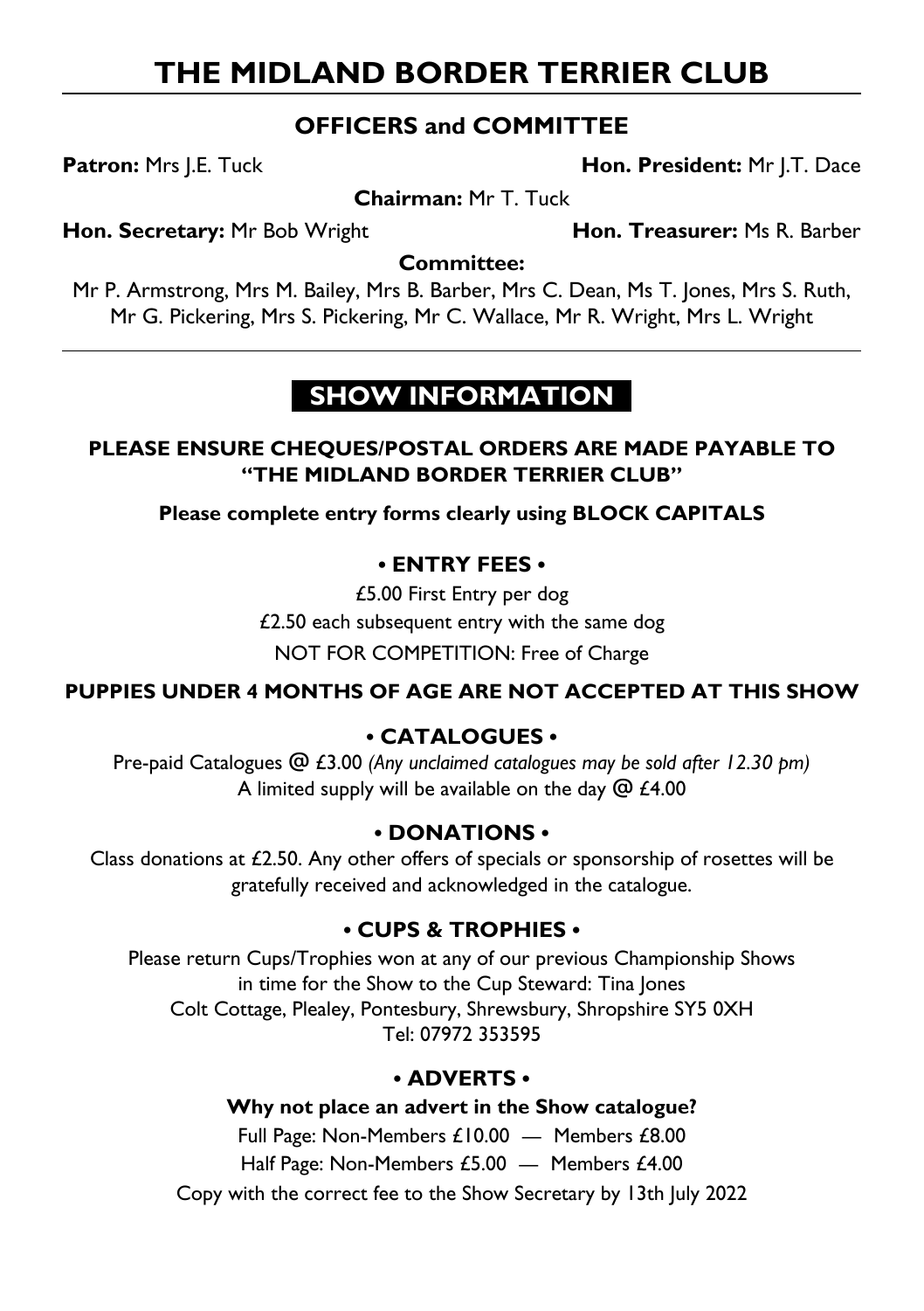# THE MIDLAND BORDER TERRIER CLUB

## OFFICERS and COMMITTEE

**Patron:** Mrs J.E. Tuck

**Hon. President:** Mr J.T. Dace

**Chairman:** Mr T. Tuck

**Hon. Secretary:** Mr Bob Wright

**Hon. Treasurer:** Ms R. Barber

**Committee:**

Mr P. Armstrong, Mrs M. Bailey, Mrs B. Barber, Mrs C. Dean, Ms T. Jones, Mrs S. Ruth, Mr G. Pickering, Mrs S. Pickering, Mr C. Wallace, Mr R. Wright, Mrs L. Wright

## SHOW INFORMATION

**PLEASE ENSURE CHEQUES/POSTAL ORDERS ARE MADE PAYABLE TO "THE MIDLAND BORDER TERRIER CLUB"**

**Please complete entry forms clearly using BLOCK CAPITALS**

### • ENTRY FEES •

£5.00 First Entry per dog

£2.50 each subsequent entry with the same dog

NOT FOR COMPETITION: Free of Charge

**PUPPIES UNDER 4 MONTHS OF AGE ARE NOT ACCEPTED AT THIS SHOW**

### • CATALOGUES •

Pre-paid Catalogues @ £3.00 *(Any unclaimed catalogues may be sold after 12.30 pm)*
A limited supply will be available on the day @ £4.00

### • DONATIONS •

Class donations at £2.50. Any other offers of specials or sponsorship of rosettes will be gratefully received and acknowledged in the catalogue.

### • CUPS & TROPHIES •

Please return Cups/Trophies won at any of our previous Championship Shows in time for the Show to the Cup Steward: Tina Jones
Colt Cottage, Plealey, Pontesbury, Shrewsbury, Shropshire SY5 0XH
Tel: 07972 353595

### • ADVERTS •

**Why not place an advert in the Show catalogue?**

Full Page: Non-Members £10.00 — Members £8.00

Half Page: Non-Members £5.00 — Members £4.00

Copy with the correct fee to the Show Secretary by 13th July 2022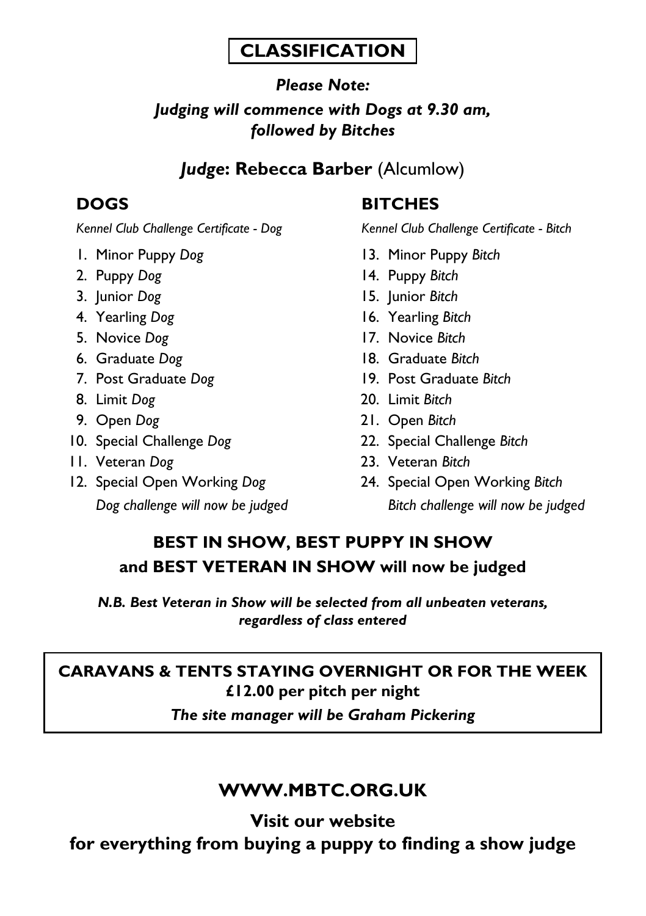# CLASSIFICATION

***Please Note:***

***Judging will commence with Dogs at 9.30 am, followed by Bitches***

## ***Judge*: Rebecca Barber** (Alcumlow)

## DOGS

*Kennel Club Challenge Certificate - Dog*

1. Minor Puppy *Dog*
2. Puppy *Dog*
3. Junior *Dog*
4. Yearling *Dog*
5. Novice *Dog*
6. Graduate *Dog*
7. Post Graduate *Dog*
8. Limit *Dog*
9. Open *Dog*
10. Special Challenge *Dog*
11. Veteran *Dog*
12. Special Open Working *Dog*

    *Dog challenge will now be judged*

## BITCHES

*Kennel Club Challenge Certificate - Bitch*

13. Minor Puppy *Bitch*
14. Puppy *Bitch*
15. Junior *Bitch*
16. Yearling *Bitch*
17. Novice *Bitch*
18. Graduate *Bitch*
19. Post Graduate *Bitch*
20. Limit *Bitch*
21. Open *Bitch*
22. Special Challenge *Bitch*
23. Veteran *Bitch*
24. Special Open Working *Bitch*

    *Bitch challenge will now be judged*

## BEST IN SHOW, BEST PUPPY IN SHOW and BEST VETERAN IN SHOW will now be judged

***N.B. Best Veteran in Show will be selected from all unbeaten veterans, regardless of class entered***

**CARAVANS & TENTS STAYING OVERNIGHT OR FOR THE WEEK**
**£12.00 per pitch per night**

***The site manager will be Graham Pickering***

## WWW.MBTC.ORG.UK

**Visit our website for everything from buying a puppy to finding a show judge**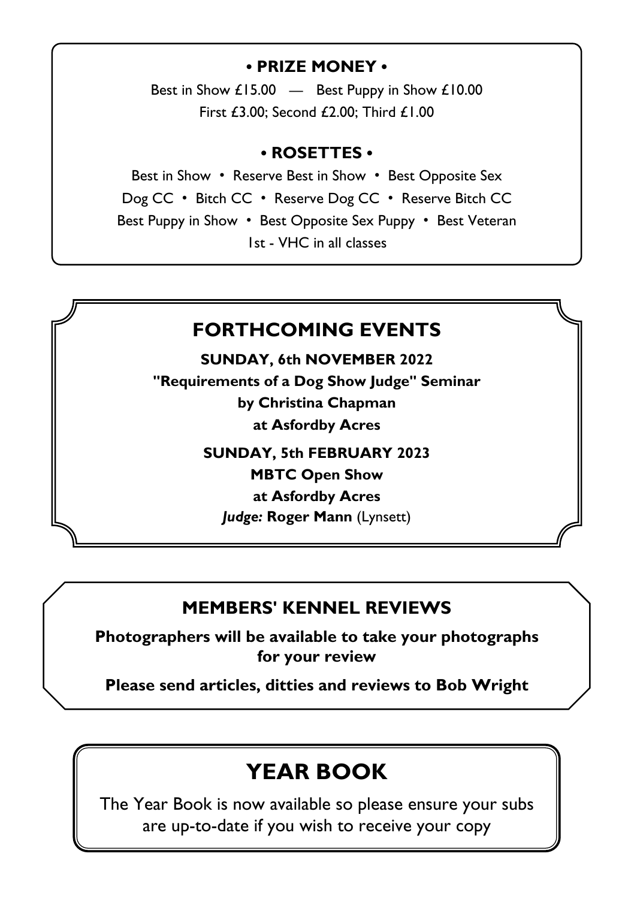## • PRIZE MONEY •

Best in Show £15.00 — Best Puppy in Show £10.00

First £3.00; Second £2.00; Third £1.00

## • ROSETTES •

Best in Show • Reserve Best in Show • Best Opposite Sex

Dog CC • Bitch CC • Reserve Dog CC • Reserve Bitch CC

Best Puppy in Show • Best Opposite Sex Puppy • Best Veteran

1st - VHC in all classes

## FORTHCOMING EVENTS

**SUNDAY, 6th NOVEMBER 2022**

**"Requirements of a Dog Show Judge" Seminar**

**by Christina Chapman**

**at Asfordby Acres**

**SUNDAY, 5th FEBRUARY 2023**

**MBTC Open Show**

**at Asfordby Acres**

***Judge:*** **Roger Mann** (Lynsett)

## MEMBERS' KENNEL REVIEWS

**Photographers will be available to take your photographs for your review**

**Please send articles, ditties and reviews to Bob Wright**

## YEAR BOOK

The Year Book is now available so please ensure your subs are up-to-date if you wish to receive your copy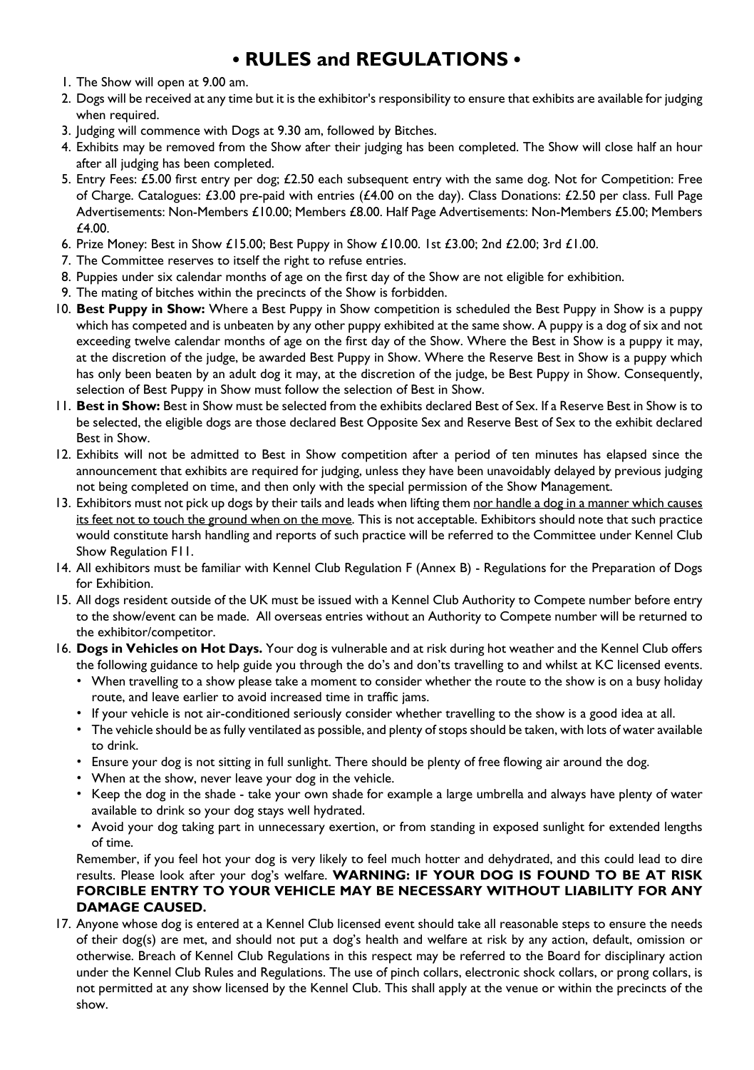# • RULES and REGULATIONS •

1. The Show will open at 9.00 am.
2. Dogs will be received at any time but it is the exhibitor's responsibility to ensure that exhibits are available for judging when required.
3. Judging will commence with Dogs at 9.30 am, followed by Bitches.
4. Exhibits may be removed from the Show after their judging has been completed. The Show will close half an hour after all judging has been completed.
5. Entry Fees: £5.00 first entry per dog; £2.50 each subsequent entry with the same dog. Not for Competition: Free of Charge. Catalogues: £3.00 pre-paid with entries (£4.00 on the day). Class Donations: £2.50 per class. Full Page Advertisements: Non-Members £10.00; Members £8.00. Half Page Advertisements: Non-Members £5.00; Members £4.00.
6. Prize Money: Best in Show £15.00; Best Puppy in Show £10.00. 1st £3.00; 2nd £2.00; 3rd £1.00.
7. The Committee reserves to itself the right to refuse entries.
8. Puppies under six calendar months of age on the first day of the Show are not eligible for exhibition.
9. The mating of bitches within the precincts of the Show is forbidden.
10. **Best Puppy in Show:** Where a Best Puppy in Show competition is scheduled the Best Puppy in Show is a puppy which has competed and is unbeaten by any other puppy exhibited at the same show. A puppy is a dog of six and not exceeding twelve calendar months of age on the first day of the Show. Where the Best in Show is a puppy it may, at the discretion of the judge, be awarded Best Puppy in Show. Where the Reserve Best in Show is a puppy which has only been beaten by an adult dog it may, at the discretion of the judge, be Best Puppy in Show. Consequently, selection of Best Puppy in Show must follow the selection of Best in Show.
11. **Best in Show:** Best in Show must be selected from the exhibits declared Best of Sex. If a Reserve Best in Show is to be selected, the eligible dogs are those declared Best Opposite Sex and Reserve Best of Sex to the exhibit declared Best in Show.
12. Exhibits will not be admitted to Best in Show competition after a period of ten minutes has elapsed since the announcement that exhibits are required for judging, unless they have been unavoidably delayed by previous judging not being completed on time, and then only with the special permission of the Show Management.
13. Exhibitors must not pick up dogs by their tails and leads when lifting them nor handle a dog in a manner which causes its feet not to touch the ground when on the move. This is not acceptable. Exhibitors should note that such practice would constitute harsh handling and reports of such practice will be referred to the Committee under Kennel Club Show Regulation F11.
14. All exhibitors must be familiar with Kennel Club Regulation F (Annex B) - Regulations for the Preparation of Dogs for Exhibition.
15. All dogs resident outside of the UK must be issued with a Kennel Club Authority to Compete number before entry to the show/event can be made. All overseas entries without an Authority to Compete number will be returned to the exhibitor/competitor.
16. **Dogs in Vehicles on Hot Days.** Your dog is vulnerable and at risk during hot weather and the Kennel Club offers the following guidance to help guide you through the do's and don'ts travelling to and whilst at KC licensed events.
    - When travelling to a show please take a moment to consider whether the route to the show is on a busy holiday route, and leave earlier to avoid increased time in traffic jams.
    - If your vehicle is not air-conditioned seriously consider whether travelling to the show is a good idea at all.
    - The vehicle should be as fully ventilated as possible, and plenty of stops should be taken, with lots of water available to drink.
    - Ensure your dog is not sitting in full sunlight. There should be plenty of free flowing air around the dog.
    - When at the show, never leave your dog in the vehicle.
    - Keep the dog in the shade - take your own shade for example a large umbrella and always have plenty of water available to drink so your dog stays well hydrated.
    - Avoid your dog taking part in unnecessary exertion, or from standing in exposed sunlight for extended lengths of time.

    Remember, if you feel hot your dog is very likely to feel much hotter and dehydrated, and this could lead to dire results. Please look after your dog's welfare. **WARNING: IF YOUR DOG IS FOUND TO BE AT RISK FORCIBLE ENTRY TO YOUR VEHICLE MAY BE NECESSARY WITHOUT LIABILITY FOR ANY DAMAGE CAUSED.**
17. Anyone whose dog is entered at a Kennel Club licensed event should take all reasonable steps to ensure the needs of their dog(s) are met, and should not put a dog's health and welfare at risk by any action, default, omission or otherwise. Breach of Kennel Club Regulations in this respect may be referred to the Board for disciplinary action under the Kennel Club Rules and Regulations. The use of pinch collars, electronic shock collars, or prong collars, is not permitted at any show licensed by the Kennel Club. This shall apply at the venue or within the precincts of the show.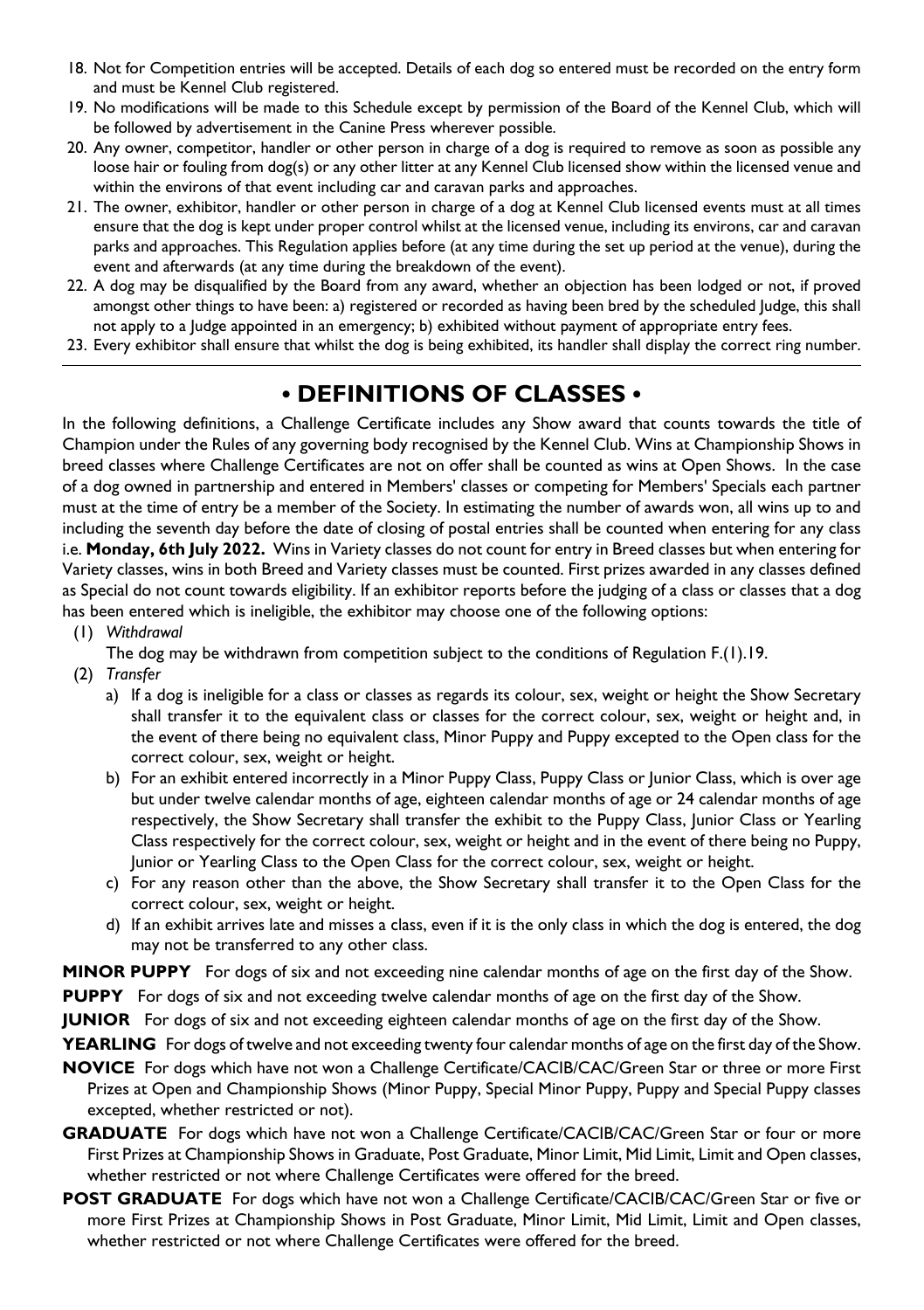18. Not for Competition entries will be accepted. Details of each dog so entered must be recorded on the entry form and must be Kennel Club registered.
19. No modifications will be made to this Schedule except by permission of the Board of the Kennel Club, which will be followed by advertisement in the Canine Press wherever possible.
20. Any owner, competitor, handler or other person in charge of a dog is required to remove as soon as possible any loose hair or fouling from dog(s) or any other litter at any Kennel Club licensed show within the licensed venue and within the environs of that event including car and caravan parks and approaches.
21. The owner, exhibitor, handler or other person in charge of a dog at Kennel Club licensed events must at all times ensure that the dog is kept under proper control whilst at the licensed venue, including its environs, car and caravan parks and approaches. This Regulation applies before (at any time during the set up period at the venue), during the event and afterwards (at any time during the breakdown of the event).
22. A dog may be disqualified by the Board from any award, whether an objection has been lodged or not, if proved amongst other things to have been: a) registered or recorded as having been bred by the scheduled Judge, this shall not apply to a Judge appointed in an emergency; b) exhibited without payment of appropriate entry fees.
23. Every exhibitor shall ensure that whilst the dog is being exhibited, its handler shall display the correct ring number.

## • DEFINITIONS OF CLASSES •

In the following definitions, a Challenge Certificate includes any Show award that counts towards the title of Champion under the Rules of any governing body recognised by the Kennel Club. Wins at Championship Shows in breed classes where Challenge Certificates are not on offer shall be counted as wins at Open Shows. In the case of a dog owned in partnership and entered in Members' classes or competing for Members' Specials each partner must at the time of entry be a member of the Society. In estimating the number of awards won, all wins up to and including the seventh day before the date of closing of postal entries shall be counted when entering for any class i.e. **Monday, 6th July 2022.** Wins in Variety classes do not count for entry in Breed classes but when entering for Variety classes, wins in both Breed and Variety classes must be counted. First prizes awarded in any classes defined as Special do not count towards eligibility. If an exhibitor reports before the judging of a class or classes that a dog has been entered which is ineligible, the exhibitor may choose one of the following options:

(1) *Withdrawal*

The dog may be withdrawn from competition subject to the conditions of Regulation F.(1).19.

(2) *Transfer*

a) If a dog is ineligible for a class or classes as regards its colour, sex, weight or height the Show Secretary shall transfer it to the equivalent class or classes for the correct colour, sex, weight or height and, in the event of there being no equivalent class, Minor Puppy and Puppy excepted to the Open class for the correct colour, sex, weight or height.

b) For an exhibit entered incorrectly in a Minor Puppy Class, Puppy Class or Junior Class, which is over age but under twelve calendar months of age, eighteen calendar months of age or 24 calendar months of age respectively, the Show Secretary shall transfer the exhibit to the Puppy Class, Junior Class or Yearling Class respectively for the correct colour, sex, weight or height and in the event of there being no Puppy, Junior or Yearling Class to the Open Class for the correct colour, sex, weight or height.

c) For any reason other than the above, the Show Secretary shall transfer it to the Open Class for the correct colour, sex, weight or height.

d) If an exhibit arrives late and misses a class, even if it is the only class in which the dog is entered, the dog may not be transferred to any other class.

**MINOR PUPPY** For dogs of six and not exceeding nine calendar months of age on the first day of the Show.

**PUPPY** For dogs of six and not exceeding twelve calendar months of age on the first day of the Show.

**JUNIOR** For dogs of six and not exceeding eighteen calendar months of age on the first day of the Show.

**YEARLING** For dogs of twelve and not exceeding twenty four calendar months of age on the first day of the Show.

**NOVICE** For dogs which have not won a Challenge Certificate/CACIB/CAC/Green Star or three or more First Prizes at Open and Championship Shows (Minor Puppy, Special Minor Puppy, Puppy and Special Puppy classes excepted, whether restricted or not).

**GRADUATE** For dogs which have not won a Challenge Certificate/CACIB/CAC/Green Star or four or more First Prizes at Championship Shows in Graduate, Post Graduate, Minor Limit, Mid Limit, Limit and Open classes, whether restricted or not where Challenge Certificates were offered for the breed.

**POST GRADUATE** For dogs which have not won a Challenge Certificate/CACIB/CAC/Green Star or five or more First Prizes at Championship Shows in Post Graduate, Minor Limit, Mid Limit, Limit and Open classes, whether restricted or not where Challenge Certificates were offered for the breed.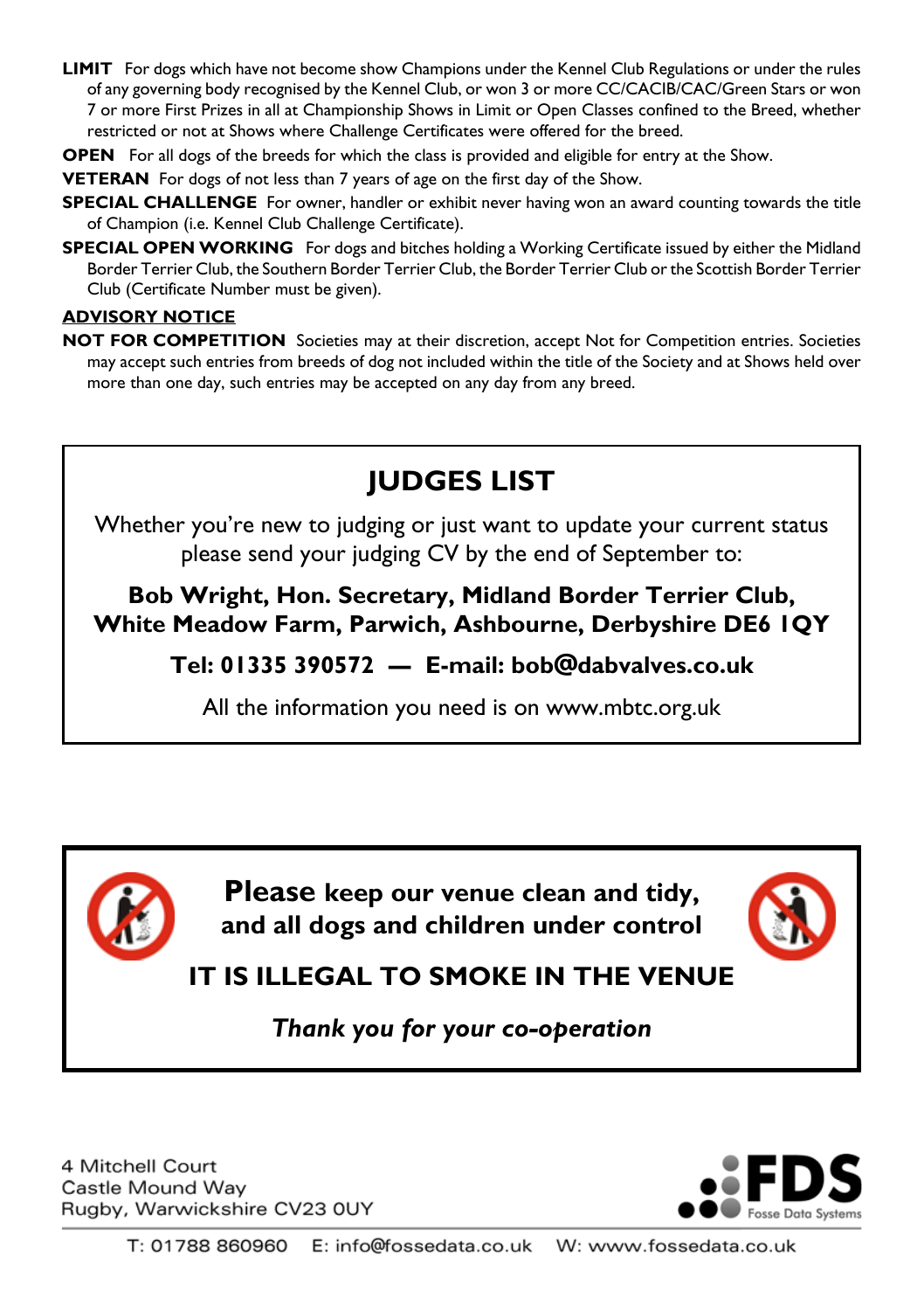**LIMIT** For dogs which have not become show Champions under the Kennel Club Regulations or under the rules of any governing body recognised by the Kennel Club, or won 3 or more CC/CACIB/CAC/Green Stars or won 7 or more First Prizes in all at Championship Shows in Limit or Open Classes confined to the Breed, whether restricted or not at Shows where Challenge Certificates were offered for the breed.

**OPEN** For all dogs of the breeds for which the class is provided and eligible for entry at the Show.

**VETERAN** For dogs of not less than 7 years of age on the first day of the Show.

**SPECIAL CHALLENGE** For owner, handler or exhibit never having won an award counting towards the title of Champion (i.e. Kennel Club Challenge Certificate).

**SPECIAL OPEN WORKING** For dogs and bitches holding a Working Certificate issued by either the Midland Border Terrier Club, the Southern Border Terrier Club, the Border Terrier Club or the Scottish Border Terrier Club (Certificate Number must be given).

**ADVISORY NOTICE**

**NOT FOR COMPETITION** Societies may at their discretion, accept Not for Competition entries. Societies may accept such entries from breeds of dog not included within the title of the Society and at Shows held over more than one day, such entries may be accepted on any day from any breed.

## JUDGES LIST

Whether you're new to judging or just want to update your current status please send your judging CV by the end of September to:

**Bob Wright, Hon. Secretary, Midland Border Terrier Club, White Meadow Farm, Parwich, Ashbourne, Derbyshire DE6 1QY**

**Tel: 01335 390572 — E-mail: bob@dabvalves.co.uk**

All the information you need is on www.mbtc.org.uk

**Please keep our venue clean and tidy, and all dogs and children under control**

**IT IS ILLEGAL TO SMOKE IN THE VENUE**

***Thank you for your co-operation***

4 Mitchell Court
Castle Mound Way
Rugby, Warwickshire CV23 0UY

FDS Fosse Data Systems

T: 01788 860960 E: info@fossedata.co.uk W: www.fossedata.co.uk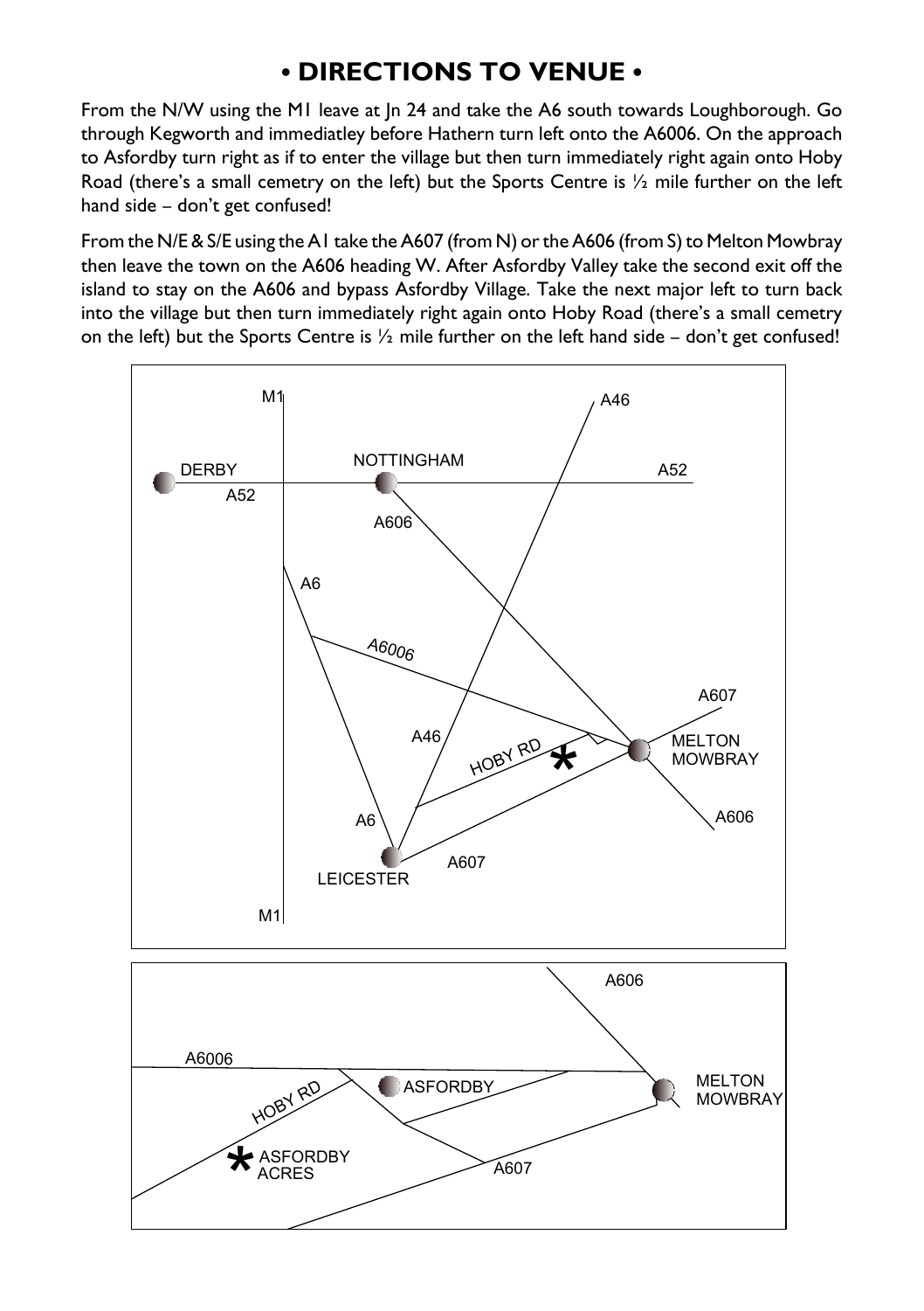# • DIRECTIONS TO VENUE •

From the N/W using the M1 leave at Jn 24 and take the A6 south towards Loughborough. Go through Kegworth and immediatley before Hathern turn left onto the A6006. On the approach to Asfordby turn right as if to enter the village but then turn immediately right again onto Hoby Road (there's a small cemetry on the left) but the Sports Centre is ½ mile further on the left hand side – don't get confused!

From the N/E & S/E using the A1 take the A607 (from N) or the A606 (from S) to Melton Mowbray then leave the town on the A606 heading W. After Asfordby Valley take the second exit off the island to stay on the A606 and bypass Asfordby Village. Take the next major left to turn back into the village but then turn immediately right again onto Hoby Road (there's a small cemetry on the left) but the Sports Centre is ½ mile further on the left hand side – don't get confused!

M1
A46
DERBY
NOTTINGHAM
A52
A52
A606
A6
A6006
A607
A46
HOBY RD
*
MELTON MOWBRAY
A606
A6
LEICESTER
A607
M1

A606
A6006
MELTON MOWBRAY
ASFORDBY
HOBY RD
*
ASFORDBY ACRES
A607